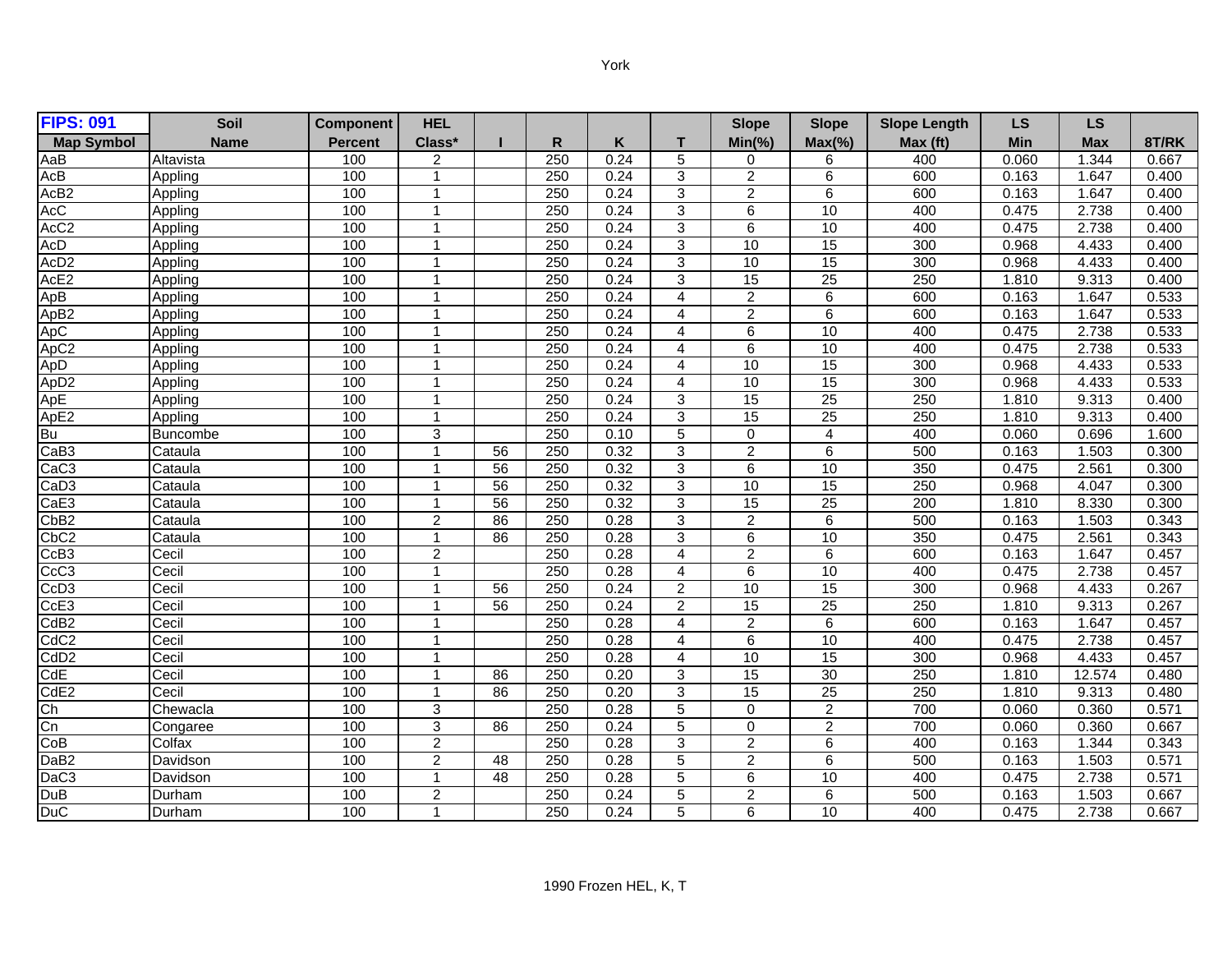York

| FIPS: 091 | Soil | Component | HEL | | | | | Slope | Slope | Slope Length | LS | LS | |
|---|---|---|---|---|---|---|---|---|---|---|---|---|---|
| Map Symbol | Name | Percent | Class* | I | R | K | T | Min(%) | Max(%) | Max (ft) | Min | Max | 8T/RK |
| AaB | Altavista | 100 | 2 | | 250 | 0.24 | 5 | 0 | 6 | 400 | 0.060 | 1.344 | 0.667 |
| AcB | Appling | 100 | 1 | | 250 | 0.24 | 3 | 2 | 6 | 600 | 0.163 | 1.647 | 0.400 |
| AcB2 | Appling | 100 | 1 | | 250 | 0.24 | 3 | 2 | 6 | 600 | 0.163 | 1.647 | 0.400 |
| AcC | Appling | 100 | 1 | | 250 | 0.24 | 3 | 6 | 10 | 400 | 0.475 | 2.738 | 0.400 |
| AcC2 | Appling | 100 | 1 | | 250 | 0.24 | 3 | 6 | 10 | 400 | 0.475 | 2.738 | 0.400 |
| AcD | Appling | 100 | 1 | | 250 | 0.24 | 3 | 10 | 15 | 300 | 0.968 | 4.433 | 0.400 |
| AcD2 | Appling | 100 | 1 | | 250 | 0.24 | 3 | 10 | 15 | 300 | 0.968 | 4.433 | 0.400 |
| AcE2 | Appling | 100 | 1 | | 250 | 0.24 | 3 | 15 | 25 | 250 | 1.810 | 9.313 | 0.400 |
| ApB | Appling | 100 | 1 | | 250 | 0.24 | 4 | 2 | 6 | 600 | 0.163 | 1.647 | 0.533 |
| ApB2 | Appling | 100 | 1 | | 250 | 0.24 | 4 | 2 | 6 | 600 | 0.163 | 1.647 | 0.533 |
| ApC | Appling | 100 | 1 | | 250 | 0.24 | 4 | 6 | 10 | 400 | 0.475 | 2.738 | 0.533 |
| ApC2 | Appling | 100 | 1 | | 250 | 0.24 | 4 | 6 | 10 | 400 | 0.475 | 2.738 | 0.533 |
| ApD | Appling | 100 | 1 | | 250 | 0.24 | 4 | 10 | 15 | 300 | 0.968 | 4.433 | 0.533 |
| ApD2 | Appling | 100 | 1 | | 250 | 0.24 | 4 | 10 | 15 | 300 | 0.968 | 4.433 | 0.533 |
| ApE | Appling | 100 | 1 | | 250 | 0.24 | 3 | 15 | 25 | 250 | 1.810 | 9.313 | 0.400 |
| ApE2 | Appling | 100 | 1 | | 250 | 0.24 | 3 | 15 | 25 | 250 | 1.810 | 9.313 | 0.400 |
| Bu | Buncombe | 100 | 3 | | 250 | 0.10 | 5 | 0 | 4 | 400 | 0.060 | 0.696 | 1.600 |
| CaB3 | Cataula | 100 | 1 | 56 | 250 | 0.32 | 3 | 2 | 6 | 500 | 0.163 | 1.503 | 0.300 |
| CaC3 | Cataula | 100 | 1 | 56 | 250 | 0.32 | 3 | 6 | 10 | 350 | 0.475 | 2.561 | 0.300 |
| CaD3 | Cataula | 100 | 1 | 56 | 250 | 0.32 | 3 | 10 | 15 | 250 | 0.968 | 4.047 | 0.300 |
| CaE3 | Cataula | 100 | 1 | 56 | 250 | 0.32 | 3 | 15 | 25 | 200 | 1.810 | 8.330 | 0.300 |
| CbB2 | Cataula | 100 | 2 | 86 | 250 | 0.28 | 3 | 2 | 6 | 500 | 0.163 | 1.503 | 0.343 |
| CbC2 | Cataula | 100 | 1 | 86 | 250 | 0.28 | 3 | 6 | 10 | 350 | 0.475 | 2.561 | 0.343 |
| CcB3 | Cecil | 100 | 2 | | 250 | 0.28 | 4 | 2 | 6 | 600 | 0.163 | 1.647 | 0.457 |
| CcC3 | Cecil | 100 | 1 | | 250 | 0.28 | 4 | 6 | 10 | 400 | 0.475 | 2.738 | 0.457 |
| CcD3 | Cecil | 100 | 1 | 56 | 250 | 0.24 | 2 | 10 | 15 | 300 | 0.968 | 4.433 | 0.267 |
| CcE3 | Cecil | 100 | 1 | 56 | 250 | 0.24 | 2 | 15 | 25 | 250 | 1.810 | 9.313 | 0.267 |
| CdB2 | Cecil | 100 | 1 | | 250 | 0.28 | 4 | 2 | 6 | 600 | 0.163 | 1.647 | 0.457 |
| CdC2 | Cecil | 100 | 1 | | 250 | 0.28 | 4 | 6 | 10 | 400 | 0.475 | 2.738 | 0.457 |
| CdD2 | Cecil | 100 | 1 | | 250 | 0.28 | 4 | 10 | 15 | 300 | 0.968 | 4.433 | 0.457 |
| CdE | Cecil | 100 | 1 | 86 | 250 | 0.20 | 3 | 15 | 30 | 250 | 1.810 | 12.574 | 0.480 |
| CdE2 | Cecil | 100 | 1 | 86 | 250 | 0.20 | 3 | 15 | 25 | 250 | 1.810 | 9.313 | 0.480 |
| Ch | Chewacla | 100 | 3 | | 250 | 0.28 | 5 | 0 | 2 | 700 | 0.060 | 0.360 | 0.571 |
| Cn | Congaree | 100 | 3 | 86 | 250 | 0.24 | 5 | 0 | 2 | 700 | 0.060 | 0.360 | 0.667 |
| CoB | Colfax | 100 | 2 | | 250 | 0.28 | 3 | 2 | 6 | 400 | 0.163 | 1.344 | 0.343 |
| DaB2 | Davidson | 100 | 2 | 48 | 250 | 0.28 | 5 | 2 | 6 | 500 | 0.163 | 1.503 | 0.571 |
| DaC3 | Davidson | 100 | 1 | 48 | 250 | 0.28 | 5 | 6 | 10 | 400 | 0.475 | 2.738 | 0.571 |
| DuB | Durham | 100 | 2 | | 250 | 0.24 | 5 | 2 | 6 | 500 | 0.163 | 1.503 | 0.667 |
| DuC | Durham | 100 | 1 | | 250 | 0.24 | 5 | 6 | 10 | 400 | 0.475 | 2.738 | 0.667 |

1990 Frozen HEL, K, T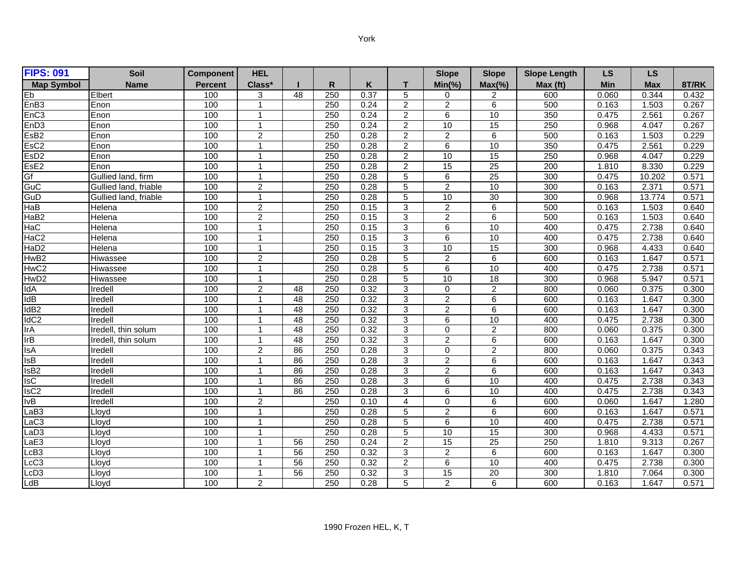York

| FIPS: 091 | Soil | Component | HEL | | | | | Slope | Slope | Slope Length | LS | LS | |
|---|---|---|---|---|---|---|---|---|---|---|---|---|---|
| Map Symbol | Name | Percent | Class* | I | R | K | T | Min(%) | Max(%) | Max (ft) | Min | Max | 8T/RK |
| Eb | Elbert | 100 | 3 | 48 | 250 | 0.37 | 5 | 0 | 2 | 600 | 0.060 | 0.344 | 0.432 |
| EnB3 | Enon | 100 | 1 | | 250 | 0.24 | 2 | 2 | 6 | 500 | 0.163 | 1.503 | 0.267 |
| EnC3 | Enon | 100 | 1 | | 250 | 0.24 | 2 | 6 | 10 | 350 | 0.475 | 2.561 | 0.267 |
| EnD3 | Enon | 100 | 1 | | 250 | 0.24 | 2 | 10 | 15 | 250 | 0.968 | 4.047 | 0.267 |
| EsB2 | Enon | 100 | 2 | | 250 | 0.28 | 2 | 2 | 6 | 500 | 0.163 | 1.503 | 0.229 |
| EsC2 | Enon | 100 | 1 | | 250 | 0.28 | 2 | 6 | 10 | 350 | 0.475 | 2.561 | 0.229 |
| EsD2 | Enon | 100 | 1 | | 250 | 0.28 | 2 | 10 | 15 | 250 | 0.968 | 4.047 | 0.229 |
| EsE2 | Enon | 100 | 1 | | 250 | 0.28 | 2 | 15 | 25 | 200 | 1.810 | 8.330 | 0.229 |
| Gf | Gullied land, firm | 100 | 1 | | 250 | 0.28 | 5 | 6 | 25 | 300 | 0.475 | 10.202 | 0.571 |
| GuC | Gullied land, friable | 100 | 2 | | 250 | 0.28 | 5 | 2 | 10 | 300 | 0.163 | 2.371 | 0.571 |
| GuD | Gullied land, friable | 100 | 1 | | 250 | 0.28 | 5 | 10 | 30 | 300 | 0.968 | 13.774 | 0.571 |
| HaB | Helena | 100 | 2 | | 250 | 0.15 | 3 | 2 | 6 | 500 | 0.163 | 1.503 | 0.640 |
| HaB2 | Helena | 100 | 2 | | 250 | 0.15 | 3 | 2 | 6 | 500 | 0.163 | 1.503 | 0.640 |
| HaC | Helena | 100 | 1 | | 250 | 0.15 | 3 | 6 | 10 | 400 | 0.475 | 2.738 | 0.640 |
| HaC2 | Helena | 100 | 1 | | 250 | 0.15 | 3 | 6 | 10 | 400 | 0.475 | 2.738 | 0.640 |
| HaD2 | Helena | 100 | 1 | | 250 | 0.15 | 3 | 10 | 15 | 300 | 0.968 | 4.433 | 0.640 |
| HwB2 | Hiwassee | 100 | 2 | | 250 | 0.28 | 5 | 2 | 6 | 600 | 0.163 | 1.647 | 0.571 |
| HwC2 | Hiwassee | 100 | 1 | | 250 | 0.28 | 5 | 6 | 10 | 400 | 0.475 | 2.738 | 0.571 |
| HwD2 | Hiwassee | 100 | 1 | | 250 | 0.28 | 5 | 10 | 18 | 300 | 0.968 | 5.947 | 0.571 |
| IdA | Iredell | 100 | 2 | 48 | 250 | 0.32 | 3 | 0 | 2 | 800 | 0.060 | 0.375 | 0.300 |
| IdB | Iredell | 100 | 1 | 48 | 250 | 0.32 | 3 | 2 | 6 | 600 | 0.163 | 1.647 | 0.300 |
| IdB2 | Iredell | 100 | 1 | 48 | 250 | 0.32 | 3 | 2 | 6 | 600 | 0.163 | 1.647 | 0.300 |
| IdC2 | Iredell | 100 | 1 | 48 | 250 | 0.32 | 3 | 6 | 10 | 400 | 0.475 | 2.738 | 0.300 |
| IrA | Iredell, thin solum | 100 | 1 | 48 | 250 | 0.32 | 3 | 0 | 2 | 800 | 0.060 | 0.375 | 0.300 |
| IrB | Iredell, thin solum | 100 | 1 | 48 | 250 | 0.32 | 3 | 2 | 6 | 600 | 0.163 | 1.647 | 0.300 |
| IsA | Iredell | 100 | 2 | 86 | 250 | 0.28 | 3 | 0 | 2 | 800 | 0.060 | 0.375 | 0.343 |
| IsB | Iredell | 100 | 1 | 86 | 250 | 0.28 | 3 | 2 | 6 | 600 | 0.163 | 1.647 | 0.343 |
| IsB2 | Iredell | 100 | 1 | 86 | 250 | 0.28 | 3 | 2 | 6 | 600 | 0.163 | 1.647 | 0.343 |
| IsC | Iredell | 100 | 1 | 86 | 250 | 0.28 | 3 | 6 | 10 | 400 | 0.475 | 2.738 | 0.343 |
| IsC2 | Iredell | 100 | 1 | 86 | 250 | 0.28 | 3 | 6 | 10 | 400 | 0.475 | 2.738 | 0.343 |
| IvB | Iredell | 100 | 2 | | 250 | 0.10 | 4 | 0 | 6 | 600 | 0.060 | 1.647 | 1.280 |
| LaB3 | Lloyd | 100 | 1 | | 250 | 0.28 | 5 | 2 | 6 | 600 | 0.163 | 1.647 | 0.571 |
| LaC3 | Lloyd | 100 | 1 | | 250 | 0.28 | 5 | 6 | 10 | 400 | 0.475 | 2.738 | 0.571 |
| LaD3 | Lloyd | 100 | 1 | | 250 | 0.28 | 5 | 10 | 15 | 300 | 0.968 | 4.433 | 0.571 |
| LaE3 | Lloyd | 100 | 1 | 56 | 250 | 0.24 | 2 | 15 | 25 | 250 | 1.810 | 9.313 | 0.267 |
| LcB3 | Lloyd | 100 | 1 | 56 | 250 | 0.32 | 3 | 2 | 6 | 600 | 0.163 | 1.647 | 0.300 |
| LcC3 | Lloyd | 100 | 1 | 56 | 250 | 0.32 | 2 | 6 | 10 | 400 | 0.475 | 2.738 | 0.300 |
| LcD3 | Lloyd | 100 | 1 | 56 | 250 | 0.32 | 3 | 15 | 20 | 300 | 1.810 | 7.064 | 0.300 |
| LdB | Lloyd | 100 | 2 | | 250 | 0.28 | 5 | 2 | 6 | 600 | 0.163 | 1.647 | 0.571 |

1990 Frozen HEL, K, T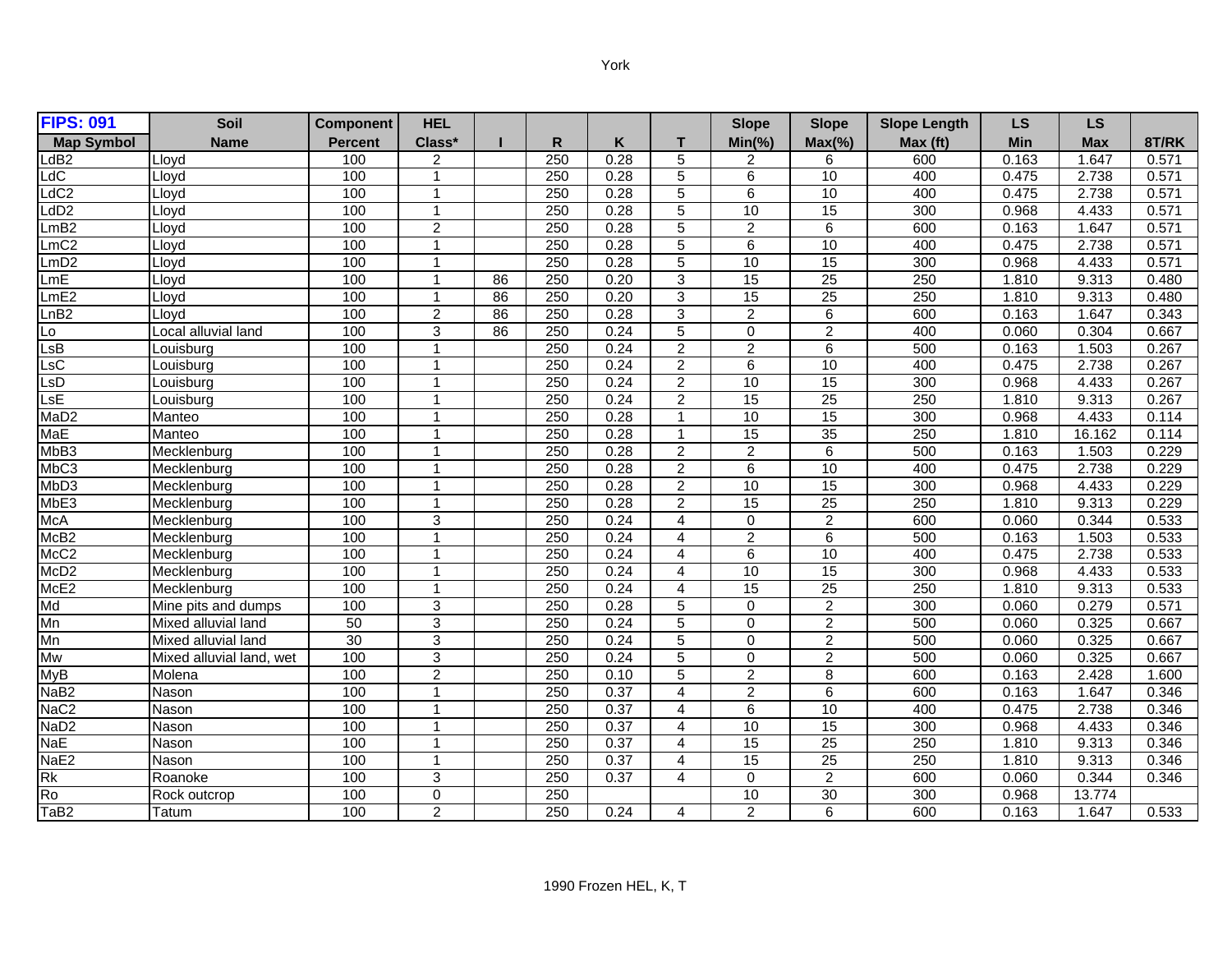York

| FIPS: 091 | Soil | Component | HEL | | | | | Slope | Slope | Slope Length | LS | LS | |
|---|---|---|---|---|---|---|---|---|---|---|---|---|---|
| Map Symbol | Name | Percent | Class* | I | R | K | T | Min(%) | Max(%) | Max (ft) | Min | Max | 8T/RK |
| LdB2 | Lloyd | 100 | 2 | | 250 | 0.28 | 5 | 2 | 6 | 600 | 0.163 | 1.647 | 0.571 |
| LdC | Lloyd | 100 | 1 | | 250 | 0.28 | 5 | 6 | 10 | 400 | 0.475 | 2.738 | 0.571 |
| LdC2 | Lloyd | 100 | 1 | | 250 | 0.28 | 5 | 6 | 10 | 400 | 0.475 | 2.738 | 0.571 |
| LdD2 | Lloyd | 100 | 1 | | 250 | 0.28 | 5 | 10 | 15 | 300 | 0.968 | 4.433 | 0.571 |
| LmB2 | Lloyd | 100 | 2 | | 250 | 0.28 | 5 | 2 | 6 | 600 | 0.163 | 1.647 | 0.571 |
| LmC2 | Lloyd | 100 | 1 | | 250 | 0.28 | 5 | 6 | 10 | 400 | 0.475 | 2.738 | 0.571 |
| LmD2 | Lloyd | 100 | 1 | | 250 | 0.28 | 5 | 10 | 15 | 300 | 0.968 | 4.433 | 0.571 |
| LmE | Lloyd | 100 | 1 | 86 | 250 | 0.20 | 3 | 15 | 25 | 250 | 1.810 | 9.313 | 0.480 |
| LmE2 | Lloyd | 100 | 1 | 86 | 250 | 0.20 | 3 | 15 | 25 | 250 | 1.810 | 9.313 | 0.480 |
| LnB2 | Lloyd | 100 | 2 | 86 | 250 | 0.28 | 3 | 2 | 6 | 600 | 0.163 | 1.647 | 0.343 |
| Lo | Local alluvial land | 100 | 3 | 86 | 250 | 0.24 | 5 | 0 | 2 | 400 | 0.060 | 0.304 | 0.667 |
| LsB | Louisburg | 100 | 1 | | 250 | 0.24 | 2 | 2 | 6 | 500 | 0.163 | 1.503 | 0.267 |
| LsC | Louisburg | 100 | 1 | | 250 | 0.24 | 2 | 6 | 10 | 400 | 0.475 | 2.738 | 0.267 |
| LsD | Louisburg | 100 | 1 | | 250 | 0.24 | 2 | 10 | 15 | 300 | 0.968 | 4.433 | 0.267 |
| LsE | Louisburg | 100 | 1 | | 250 | 0.24 | 2 | 15 | 25 | 250 | 1.810 | 9.313 | 0.267 |
| MaD2 | Manteo | 100 | 1 | | 250 | 0.28 | 1 | 10 | 15 | 300 | 0.968 | 4.433 | 0.114 |
| MaE | Manteo | 100 | 1 | | 250 | 0.28 | 1 | 15 | 35 | 250 | 1.810 | 16.162 | 0.114 |
| MbB3 | Mecklenburg | 100 | 1 | | 250 | 0.28 | 2 | 2 | 6 | 500 | 0.163 | 1.503 | 0.229 |
| MbC3 | Mecklenburg | 100 | 1 | | 250 | 0.28 | 2 | 6 | 10 | 400 | 0.475 | 2.738 | 0.229 |
| MbD3 | Mecklenburg | 100 | 1 | | 250 | 0.28 | 2 | 10 | 15 | 300 | 0.968 | 4.433 | 0.229 |
| MbE3 | Mecklenburg | 100 | 1 | | 250 | 0.28 | 2 | 15 | 25 | 250 | 1.810 | 9.313 | 0.229 |
| McA | Mecklenburg | 100 | 3 | | 250 | 0.24 | 4 | 0 | 2 | 600 | 0.060 | 0.344 | 0.533 |
| McB2 | Mecklenburg | 100 | 1 | | 250 | 0.24 | 4 | 2 | 6 | 500 | 0.163 | 1.503 | 0.533 |
| McC2 | Mecklenburg | 100 | 1 | | 250 | 0.24 | 4 | 6 | 10 | 400 | 0.475 | 2.738 | 0.533 |
| McD2 | Mecklenburg | 100 | 1 | | 250 | 0.24 | 4 | 10 | 15 | 300 | 0.968 | 4.433 | 0.533 |
| McE2 | Mecklenburg | 100 | 1 | | 250 | 0.24 | 4 | 15 | 25 | 250 | 1.810 | 9.313 | 0.533 |
| Md | Mine pits and dumps | 100 | 3 | | 250 | 0.28 | 5 | 0 | 2 | 300 | 0.060 | 0.279 | 0.571 |
| Mn | Mixed alluvial land | 50 | 3 | | 250 | 0.24 | 5 | 0 | 2 | 500 | 0.060 | 0.325 | 0.667 |
| Mn | Mixed alluvial land | 30 | 3 | | 250 | 0.24 | 5 | 0 | 2 | 500 | 0.060 | 0.325 | 0.667 |
| Mw | Mixed alluvial land, wet | 100 | 3 | | 250 | 0.24 | 5 | 0 | 2 | 500 | 0.060 | 0.325 | 0.667 |
| MyB | Molena | 100 | 2 | | 250 | 0.10 | 5 | 2 | 8 | 600 | 0.163 | 2.428 | 1.600 |
| NaB2 | Nason | 100 | 1 | | 250 | 0.37 | 4 | 2 | 6 | 600 | 0.163 | 1.647 | 0.346 |
| NaC2 | Nason | 100 | 1 | | 250 | 0.37 | 4 | 6 | 10 | 400 | 0.475 | 2.738 | 0.346 |
| NaD2 | Nason | 100 | 1 | | 250 | 0.37 | 4 | 10 | 15 | 300 | 0.968 | 4.433 | 0.346 |
| NaE | Nason | 100 | 1 | | 250 | 0.37 | 4 | 15 | 25 | 250 | 1.810 | 9.313 | 0.346 |
| NaE2 | Nason | 100 | 1 | | 250 | 0.37 | 4 | 15 | 25 | 250 | 1.810 | 9.313 | 0.346 |
| Rk | Roanoke | 100 | 3 | | 250 | 0.37 | 4 | 0 | 2 | 600 | 0.060 | 0.344 | 0.346 |
| Ro | Rock outcrop | 100 | 0 | | 250 | | | 10 | 30 | 300 | 0.968 | 13.774 | |
| TaB2 | Tatum | 100 | 2 | | 250 | 0.24 | 4 | 2 | 6 | 600 | 0.163 | 1.647 | 0.533 |

1990 Frozen HEL, K, T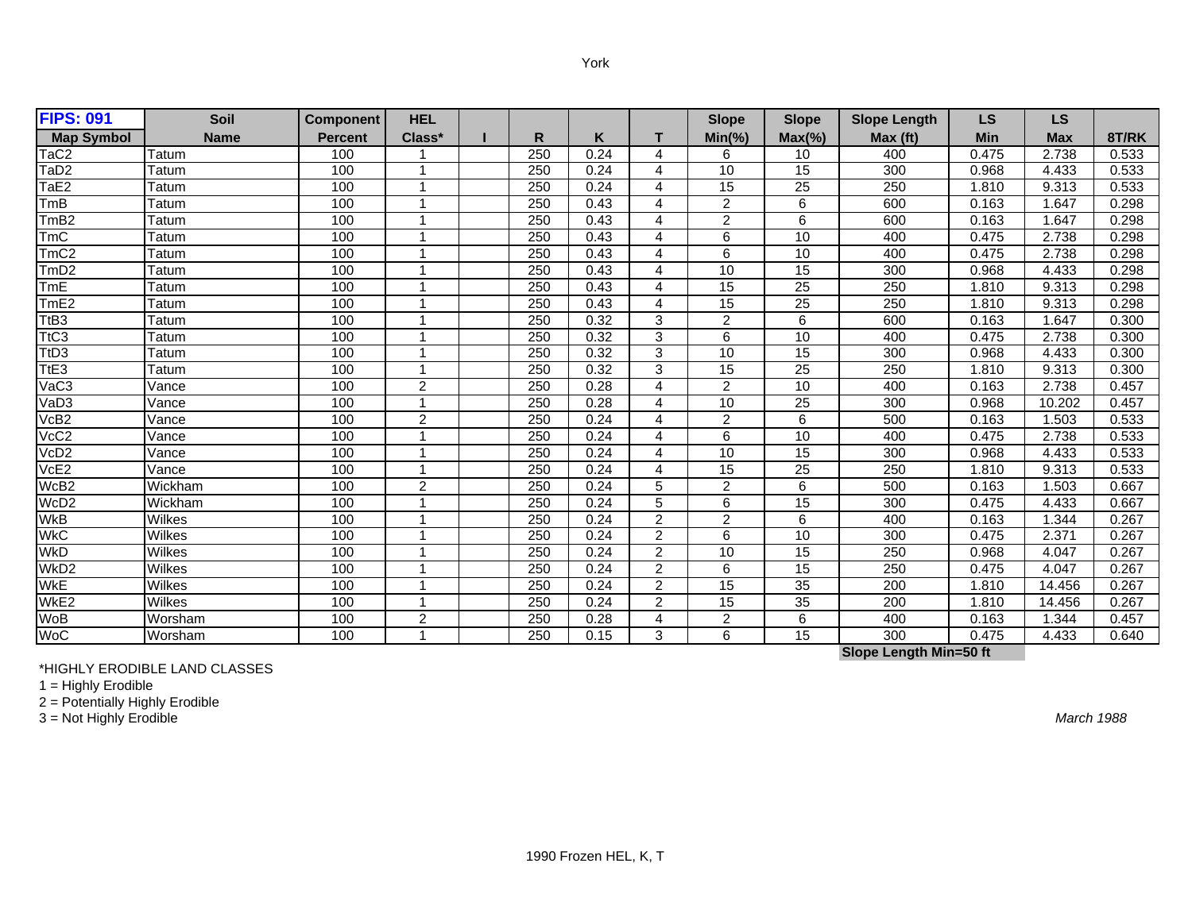York

| FIPS: 091 | Soil | Component | HEL | | | | | Slope | Slope | Slope Length | LS | LS | |
|---|---|---|---|---|---|---|---|---|---|---|---|---|---|
| Map Symbol | Name | Percent | Class* | I | R | K | T | Min(%) | Max(%) | Max (ft) | Min | Max | 8T/RK |
| TaC2 | Tatum | 100 | 1 | | 250 | 0.24 | 4 | 6 | 10 | 400 | 0.475 | 2.738 | 0.533 |
| TaD2 | Tatum | 100 | 1 | | 250 | 0.24 | 4 | 10 | 15 | 300 | 0.968 | 4.433 | 0.533 |
| TaE2 | Tatum | 100 | 1 | | 250 | 0.24 | 4 | 15 | 25 | 250 | 1.810 | 9.313 | 0.533 |
| TmB | Tatum | 100 | 1 | | 250 | 0.43 | 4 | 2 | 6 | 600 | 0.163 | 1.647 | 0.298 |
| TmB2 | Tatum | 100 | 1 | | 250 | 0.43 | 4 | 2 | 6 | 600 | 0.163 | 1.647 | 0.298 |
| TmC | Tatum | 100 | 1 | | 250 | 0.43 | 4 | 6 | 10 | 400 | 0.475 | 2.738 | 0.298 |
| TmC2 | Tatum | 100 | 1 | | 250 | 0.43 | 4 | 6 | 10 | 400 | 0.475 | 2.738 | 0.298 |
| TmD2 | Tatum | 100 | 1 | | 250 | 0.43 | 4 | 10 | 15 | 300 | 0.968 | 4.433 | 0.298 |
| TmE | Tatum | 100 | 1 | | 250 | 0.43 | 4 | 15 | 25 | 250 | 1.810 | 9.313 | 0.298 |
| TmE2 | Tatum | 100 | 1 | | 250 | 0.43 | 4 | 15 | 25 | 250 | 1.810 | 9.313 | 0.298 |
| TtB3 | Tatum | 100 | 1 | | 250 | 0.32 | 3 | 2 | 6 | 600 | 0.163 | 1.647 | 0.300 |
| TtC3 | Tatum | 100 | 1 | | 250 | 0.32 | 3 | 6 | 10 | 400 | 0.475 | 2.738 | 0.300 |
| TtD3 | Tatum | 100 | 1 | | 250 | 0.32 | 3 | 10 | 15 | 300 | 0.968 | 4.433 | 0.300 |
| TtE3 | Tatum | 100 | 1 | | 250 | 0.32 | 3 | 15 | 25 | 250 | 1.810 | 9.313 | 0.300 |
| VaC3 | Vance | 100 | 2 | | 250 | 0.28 | 4 | 2 | 10 | 400 | 0.163 | 2.738 | 0.457 |
| VaD3 | Vance | 100 | 1 | | 250 | 0.28 | 4 | 10 | 25 | 300 | 0.968 | 10.202 | 0.457 |
| VcB2 | Vance | 100 | 2 | | 250 | 0.24 | 4 | 2 | 6 | 500 | 0.163 | 1.503 | 0.533 |
| VcC2 | Vance | 100 | 1 | | 250 | 0.24 | 4 | 6 | 10 | 400 | 0.475 | 2.738 | 0.533 |
| VcD2 | Vance | 100 | 1 | | 250 | 0.24 | 4 | 10 | 15 | 300 | 0.968 | 4.433 | 0.533 |
| VcE2 | Vance | 100 | 1 | | 250 | 0.24 | 4 | 15 | 25 | 250 | 1.810 | 9.313 | 0.533 |
| WcB2 | Wickham | 100 | 2 | | 250 | 0.24 | 5 | 2 | 6 | 500 | 0.163 | 1.503 | 0.667 |
| WcD2 | Wickham | 100 | 1 | | 250 | 0.24 | 5 | 6 | 15 | 300 | 0.475 | 4.433 | 0.667 |
| WkB | Wilkes | 100 | 1 | | 250 | 0.24 | 2 | 2 | 6 | 400 | 0.163 | 1.344 | 0.267 |
| WkC | Wilkes | 100 | 1 | | 250 | 0.24 | 2 | 6 | 10 | 300 | 0.475 | 2.371 | 0.267 |
| WkD | Wilkes | 100 | 1 | | 250 | 0.24 | 2 | 10 | 15 | 250 | 0.968 | 4.047 | 0.267 |
| WkD2 | Wilkes | 100 | 1 | | 250 | 0.24 | 2 | 6 | 15 | 250 | 0.475 | 4.047 | 0.267 |
| WkE | Wilkes | 100 | 1 | | 250 | 0.24 | 2 | 15 | 35 | 200 | 1.810 | 14.456 | 0.267 |
| WkE2 | Wilkes | 100 | 1 | | 250 | 0.24 | 2 | 15 | 35 | 200 | 1.810 | 14.456 | 0.267 |
| WoB | Worsham | 100 | 2 | | 250 | 0.28 | 4 | 2 | 6 | 400 | 0.163 | 1.344 | 0.457 |
| WoC | Worsham | 100 | 1 | | 250 | 0.15 | 3 | 6 | 15 | 300 | 0.475 | 4.433 | 0.640 |

**Slope Length Min=50 ft**

*HIGHLY ERODIBLE LAND CLASSES
1 = Highly Erodible
2 = Potentially Highly Erodible
3 = Not Highly Erodible

*March 1988*

1990 Frozen HEL, K, T